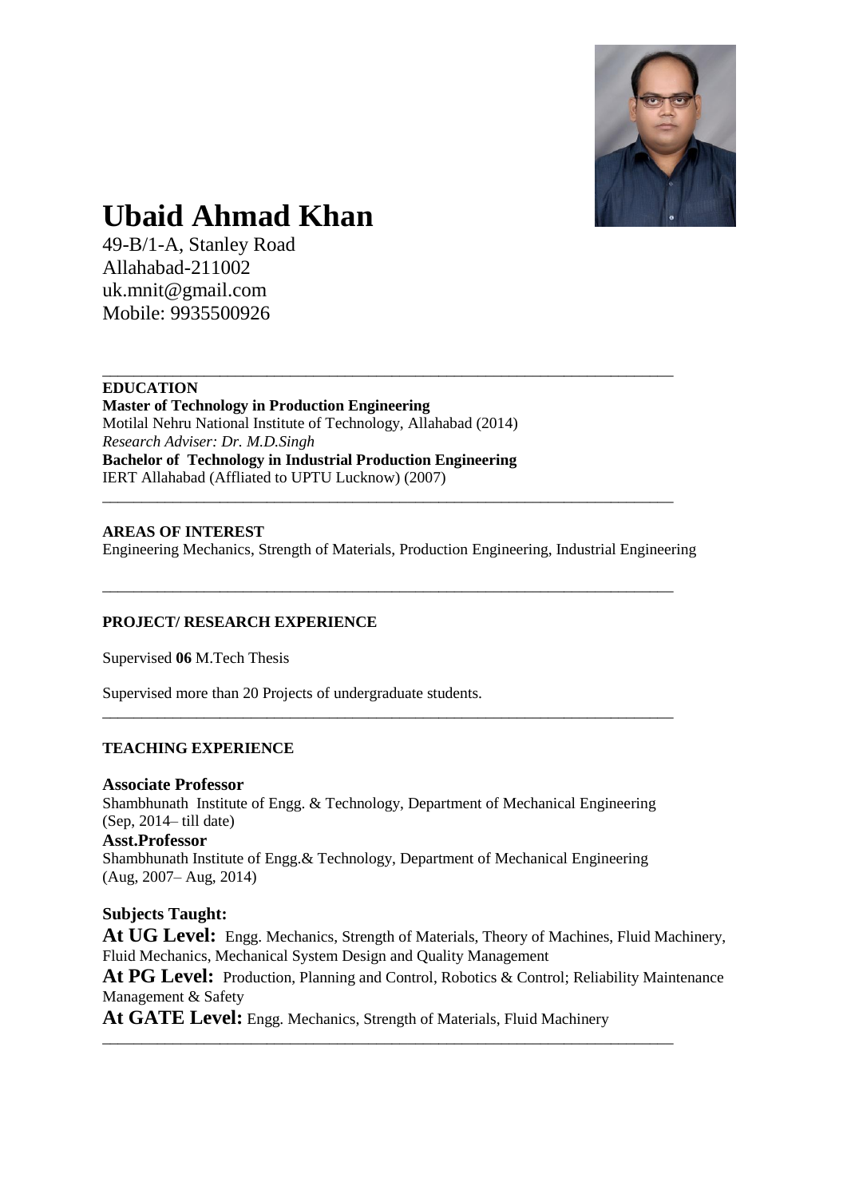# Ubaid Ahmad Khan

49-B/1-A, Stanley Road
Allahabad-211002
uk.mnit@gmail.com
Mobile: 9935500926

---

## EDUCATION

**Master of Technology in Production Engineering**
Motilal Nehru National Institute of Technology, Allahabad (2014)
*Research Adviser: Dr. M.D.Singh*
**Bachelor of Technology in Industrial Production Engineering**
IERT Allahabad (Affliated to UPTU Lucknow) (2007)

---

## AREAS OF INTEREST

Engineering Mechanics, Strength of Materials, Production Engineering, Industrial Engineering

---

## PROJECT/ RESEARCH EXPERIENCE

Supervised **06** M.Tech Thesis

Supervised more than 20 Projects of undergraduate students.

---

## TEACHING EXPERIENCE

**Associate Professor**
Shambhunath Institute of Engg. & Technology, Department of Mechanical Engineering
(Sep, 2014– till date)
**Asst.Professor**
Shambhunath Institute of Engg.& Technology, Department of Mechanical Engineering
(Aug, 2007– Aug, 2014)

**Subjects Taught:**
**At UG Level:** Engg. Mechanics, Strength of Materials, Theory of Machines, Fluid Machinery, Fluid Mechanics, Mechanical System Design and Quality Management
**At PG Level:** Production, Planning and Control, Robotics & Control; Reliability Maintenance Management & Safety
**At GATE Level:** Engg. Mechanics, Strength of Materials, Fluid Machinery

---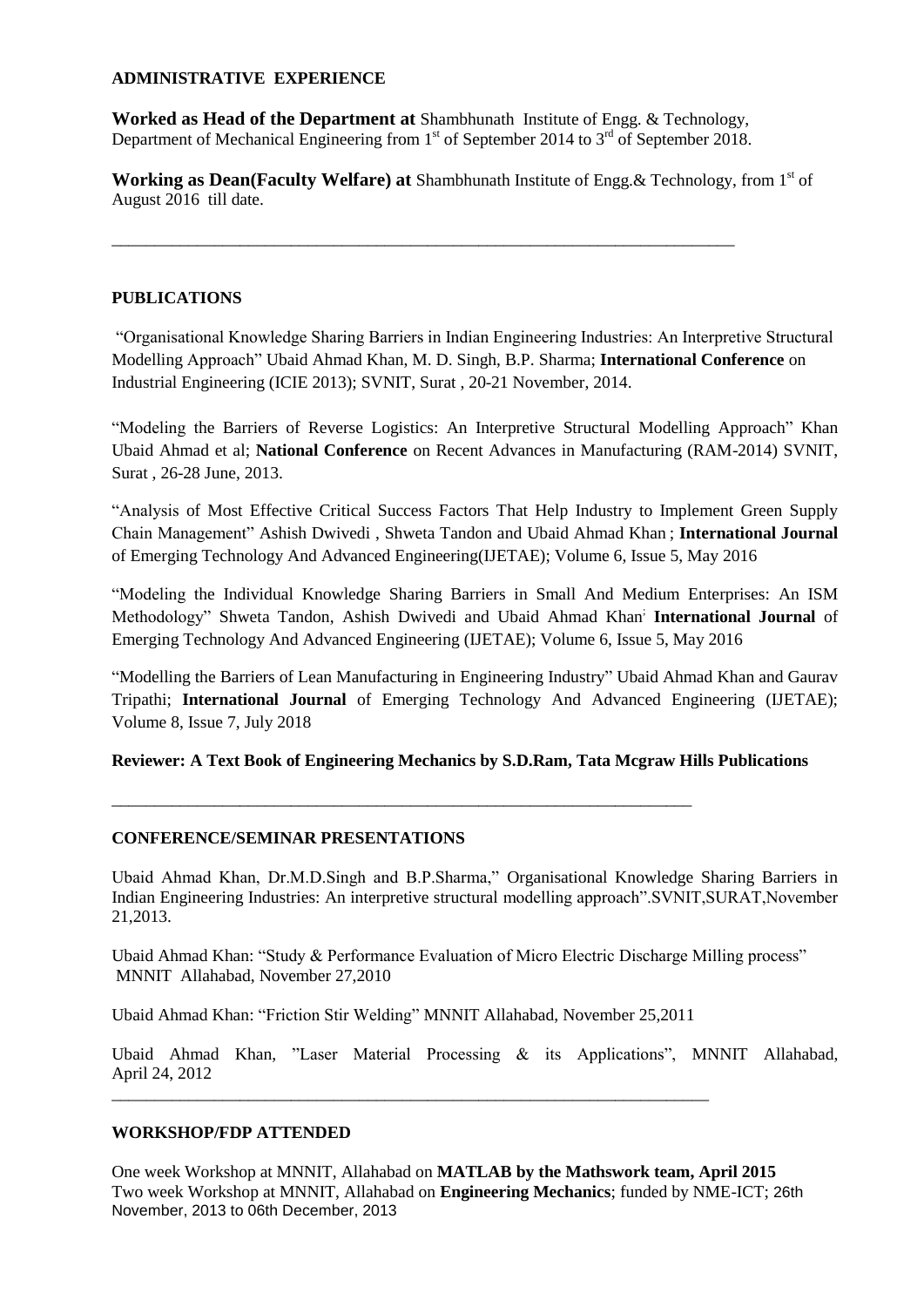**ADMINISTRATIVE EXPERIENCE**

**Worked as Head of the Department at** Shambhunath Institute of Engg. & Technology, Department of Mechanical Engineering from 1st of September 2014 to 3rd of September 2018.

**Working as Dean(Faculty Welfare) at** Shambhunath Institute of Engg.& Technology, from 1st of August 2016 till date.

---

**PUBLICATIONS**

"Organisational Knowledge Sharing Barriers in Indian Engineering Industries: An Interpretive Structural Modelling Approach" Ubaid Ahmad Khan, M. D. Singh, B.P. Sharma; **International Conference** on Industrial Engineering (ICIE 2013); SVNIT, Surat , 20-21 November, 2014.

"Modeling the Barriers of Reverse Logistics: An Interpretive Structural Modelling Approach" Khan Ubaid Ahmad et al; **National Conference** on Recent Advances in Manufacturing (RAM-2014) SVNIT, Surat , 26-28 June, 2013.

"Analysis of Most Effective Critical Success Factors That Help Industry to Implement Green Supply Chain Management" Ashish Dwivedi , Shweta Tandon and Ubaid Ahmad Khan ; **International Journal** of Emerging Technology And Advanced Engineering(IJETAE); Volume 6, Issue 5, May 2016

"Modeling the Individual Knowledge Sharing Barriers in Small And Medium Enterprises: An ISM Methodology" Shweta Tandon, Ashish Dwivedi and Ubaid Ahmad Khan; **International Journal** of Emerging Technology And Advanced Engineering (IJETAE); Volume 6, Issue 5, May 2016

"Modelling the Barriers of Lean Manufacturing in Engineering Industry" Ubaid Ahmad Khan and Gaurav Tripathi; **International Journal** of Emerging Technology And Advanced Engineering (IJETAE); Volume 8, Issue 7, July 2018

**Reviewer: A Text Book of Engineering Mechanics by S.D.Ram, Tata Mcgraw Hills Publications**

---

**CONFERENCE/SEMINAR PRESENTATIONS**

Ubaid Ahmad Khan, Dr.M.D.Singh and B.P.Sharma," Organisational Knowledge Sharing Barriers in Indian Engineering Industries: An interpretive structural modelling approach".SVNIT,SURAT,November 21,2013.

Ubaid Ahmad Khan: "Study & Performance Evaluation of Micro Electric Discharge Milling process" MNNIT Allahabad, November 27,2010

Ubaid Ahmad Khan: "Friction Stir Welding" MNNIT Allahabad, November 25,2011

Ubaid Ahmad Khan, "Laser Material Processing & its Applications", MNNIT Allahabad, April 24, 2012

---

**WORKSHOP/FDP ATTENDED**

One week Workshop at MNNIT, Allahabad on **MATLAB by the Mathswork team, April 2015**
Two week Workshop at MNNIT, Allahabad on **Engineering Mechanics**; funded by NME-ICT; 26th November, 2013 to 06th December, 2013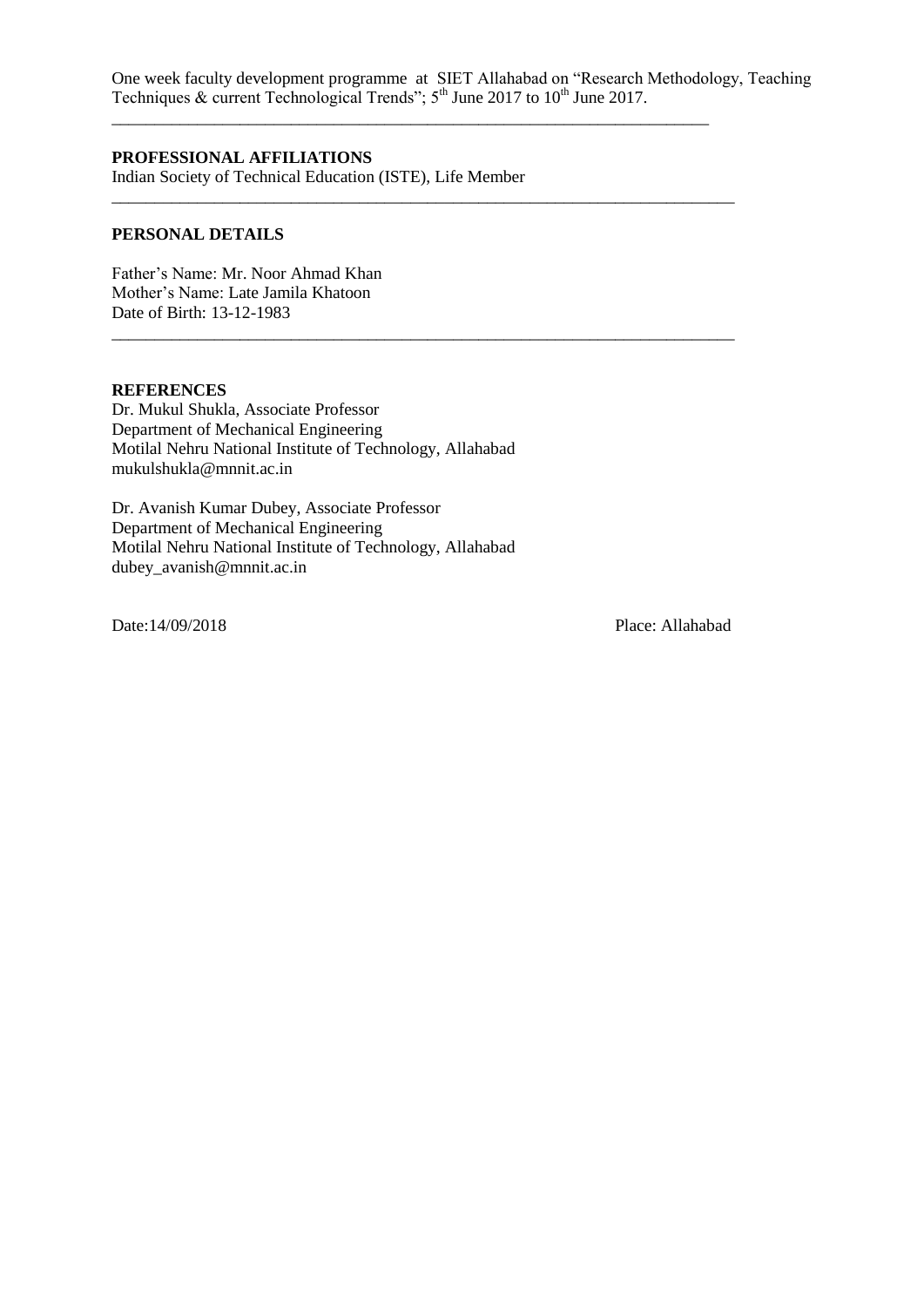One week faculty development programme at SIET Allahabad on "Research Methodology, Teaching Techniques & current Technological Trends"; 5th June 2017 to 10th June 2017.

---

## PROFESSIONAL AFFILIATIONS

Indian Society of Technical Education (ISTE), Life Member

---

## PERSONAL DETAILS

Father's Name: Mr. Noor Ahmad Khan
Mother's Name: Late Jamila Khatoon
Date of Birth: 13-12-1983

---

## REFERENCES

Dr. Mukul Shukla, Associate Professor
Department of Mechanical Engineering
Motilal Nehru National Institute of Technology, Allahabad
mukulshukla@mnnit.ac.in

Dr. Avanish Kumar Dubey, Associate Professor
Department of Mechanical Engineering
Motilal Nehru National Institute of Technology, Allahabad
dubey_avanish@mnnit.ac.in

Date:14/09/2018 Place: Allahabad